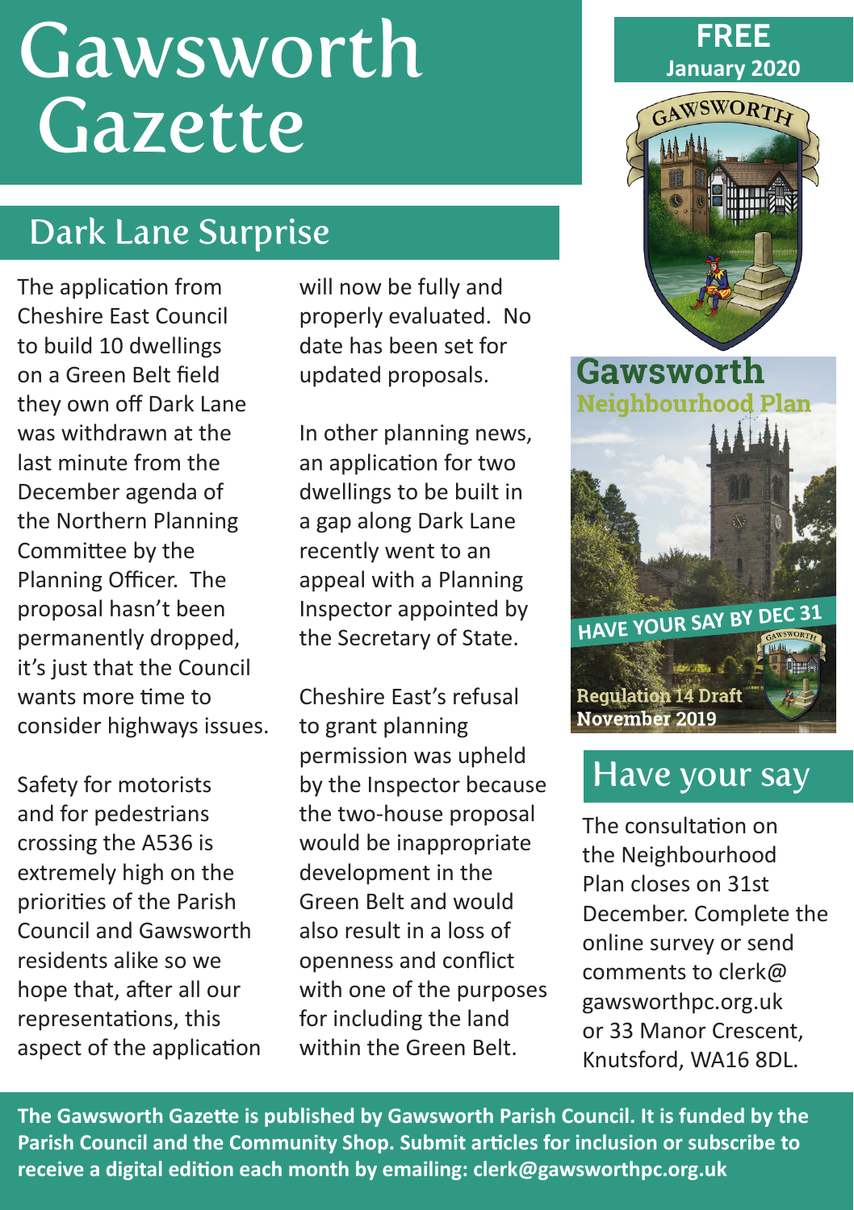# Gawsworth Gazette

**FREE**
**January 2020**

## Dark Lane Surprise

The application from Cheshire East Council to build 10 dwellings on a Green Belt field they own off Dark Lane was withdrawn at the last minute from the December agenda of the Northern Planning Committee by the Planning Officer. The proposal hasn't been permanently dropped, it's just that the Council wants more time to consider highways issues.

Safety for motorists and for pedestrians crossing the A536 is extremely high on the priorities of the Parish Council and Gawsworth residents alike so we hope that, after all our representations, this aspect of the application will now be fully and properly evaluated. No date has been set for updated proposals.

In other planning news, an application for two dwellings to be built in a gap along Dark Lane recently went to an appeal with a Planning Inspector appointed by the Secretary of State.

Cheshire East's refusal to grant planning permission was upheld by the Inspector because the two-house proposal would be inappropriate development in the Green Belt and would also result in a loss of openness and conflict with one of the purposes for including the land within the Green Belt.

Gawsworth Neighbourhood Plan

HAVE YOUR SAY BY DEC 31

Regulation 14 Draft
November 2019

## Have your say

The consultation on the Neighbourhood Plan closes on 31st December. Complete the online survey or send comments to clerk@gawsworthpc.org.uk or 33 Manor Crescent, Knutsford, WA16 8DL.

**The Gawsworth Gazette is published by Gawsworth Parish Council. It is funded by the Parish Council and the Community Shop. Submit articles for inclusion or subscribe to receive a digital edition each month by emailing: clerk@gawsworthpc.org.uk**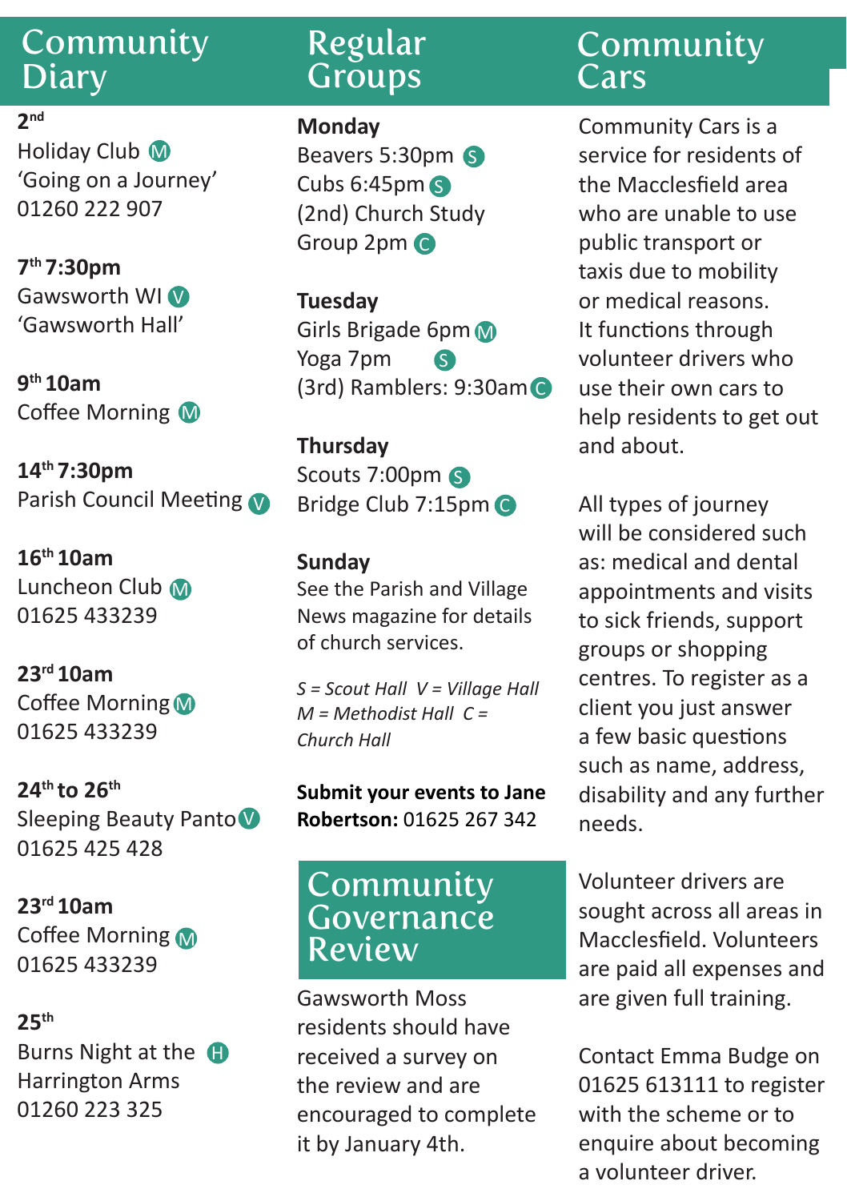## Community Diary

**2nd**
Holiday Club (M)
'Going on a Journey'
01260 222 907

**7th 7:30pm**
Gawsworth WI (V)
'Gawsworth Hall'

**9th 10am**
Coffee Morning (M)

**14th 7:30pm**
Parish Council Meeting (V)

**16th 10am**
Luncheon Club (M)
01625 433239

**23rd 10am**
Coffee Morning (M)
01625 433239

**24th to 26th**
Sleeping Beauty Panto (V)
01625 425 428

**23rd 10am**
Coffee Morning (M)
01625 433239

**25th**
Burns Night at the Harrington Arms (H)
01260 223 325

## Regular Groups

**Monday**
Beavers 5:30pm (S)
Cubs 6:45pm (S)
(2nd) Church Study Group 2pm (C)

**Tuesday**
Girls Brigade 6pm (M)
Yoga 7pm (S)
(3rd) Ramblers: 9:30am (C)

**Thursday**
Scouts 7:00pm (S)
Bridge Club 7:15pm (C)

**Sunday**
See the Parish and Village News magazine for details of church services.

*S = Scout Hall V = Village Hall M = Methodist Hall C = Church Hall*

**Submit your events to Jane Robertson:** 01625 267 342

## Community Governance Review

Gawsworth Moss residents should have received a survey on the review and are encouraged to complete it by January 4th.

## Community Cars

Community Cars is a service for residents of the Macclesfield area who are unable to use public transport or taxis due to mobility or medical reasons. It functions through volunteer drivers who use their own cars to help residents to get out and about.

All types of journey will be considered such as: medical and dental appointments and visits to sick friends, support groups or shopping centres. To register as a client you just answer a few basic questions such as name, address, disability and any further needs.

Volunteer drivers are sought across all areas in Macclesfield. Volunteers are paid all expenses and are given full training.

Contact Emma Budge on 01625 613111 to register with the scheme or to enquire about becoming a volunteer driver.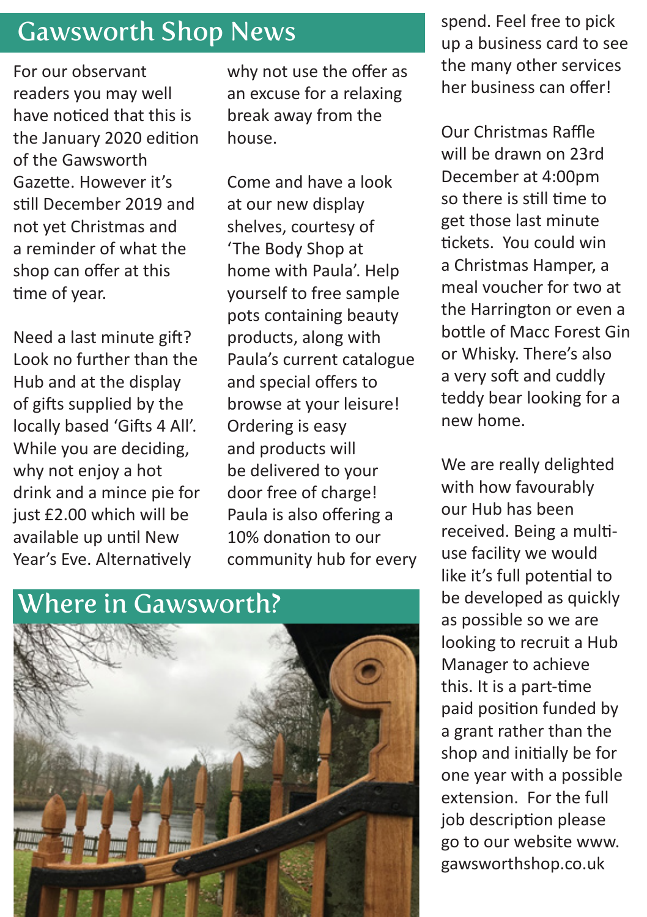## Gawsworth Shop News

For our observant readers you may well have noticed that this is the January 2020 edition of the Gawsworth Gazette. However it's still December 2019 and not yet Christmas and a reminder of what the shop can offer at this time of year.

Need a last minute gift? Look no further than the Hub and at the display of gifts supplied by the locally based 'Gifts 4 All'. While you are deciding, why not enjoy a hot drink and a mince pie for just £2.00 which will be available up until New Year's Eve. Alternatively why not use the offer as an excuse for a relaxing break away from the house.

Come and have a look at our new display shelves, courtesy of 'The Body Shop at home with Paula'. Help yourself to free sample pots containing beauty products, along with Paula's current catalogue and special offers to browse at your leisure! Ordering is easy and products will be delivered to your door free of charge! Paula is also offering a 10% donation to our community hub for every spend. Feel free to pick up a business card to see the many other services her business can offer!

Our Christmas Raffle will be drawn on 23rd December at 4:00pm so there is still time to get those last minute tickets. You could win a Christmas Hamper, a meal voucher for two at the Harrington or even a bottle of Macc Forest Gin or Whisky. There's also a very soft and cuddly teddy bear looking for a new home.

We are really delighted with how favourably our Hub has been received. Being a multi-use facility we would like it's full potential to be developed as quickly as possible so we are looking to recruit a Hub Manager to achieve this. It is a part-time paid position funded by a grant rather than the shop and initially be for one year with a possible extension. For the full job description please go to our website www.gawsworthshop.co.uk

## Where in Gawsworth?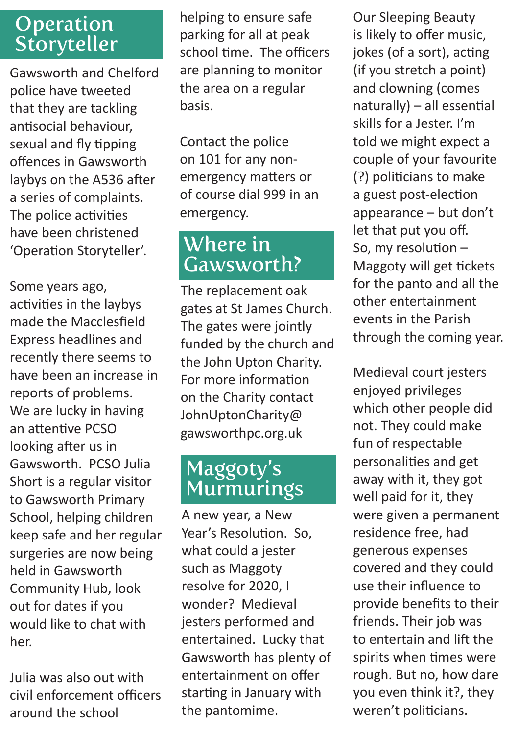## Operation Storyteller

Gawsworth and Chelford police have tweeted that they are tackling antisocial behaviour, sexual and fly tipping offences in Gawsworth laybys on the A536 after a series of complaints. The police activities have been christened 'Operation Storyteller'.

Some years ago, activities in the laybys made the Macclesfield Express headlines and recently there seems to have been an increase in reports of problems. We are lucky in having an attentive PCSO looking after us in Gawsworth. PCSO Julia Short is a regular visitor to Gawsworth Primary School, helping children keep safe and her regular surgeries are now being held in Gawsworth Community Hub, look out for dates if you would like to chat with her.

Julia was also out with civil enforcement officers around the school helping to ensure safe parking for all at peak school time. The officers are planning to monitor the area on a regular basis.

Contact the police on 101 for any non-emergency matters or of course dial 999 in an emergency.

## Where in Gawsworth?

The replacement oak gates at St James Church. The gates were jointly funded by the church and the John Upton Charity. For more information on the Charity contact JohnUptonCharity@gawsworthpc.org.uk

## Maggoty's Murmurings

A new year, a New Year's Resolution. So, what could a jester such as Maggoty resolve for 2020, I wonder? Medieval jesters performed and entertained. Lucky that Gawsworth has plenty of entertainment on offer starting in January with the pantomime. Our Sleeping Beauty is likely to offer music, jokes (of a sort), acting (if you stretch a point) and clowning (comes naturally) – all essential skills for a Jester. I'm told we might expect a couple of your favourite (?) politicians to make a guest post-election appearance – but don't let that put you off. So, my resolution – Maggoty will get tickets for the panto and all the other entertainment events in the Parish through the coming year.

Medieval court jesters enjoyed privileges which other people did not. They could make fun of respectable personalities and get away with it, they got well paid for it, they were given a permanent residence free, had generous expenses covered and they could use their influence to provide benefits to their friends. Their job was to entertain and lift the spirits when times were rough. But no, how dare you even think it?, they weren't politicians.